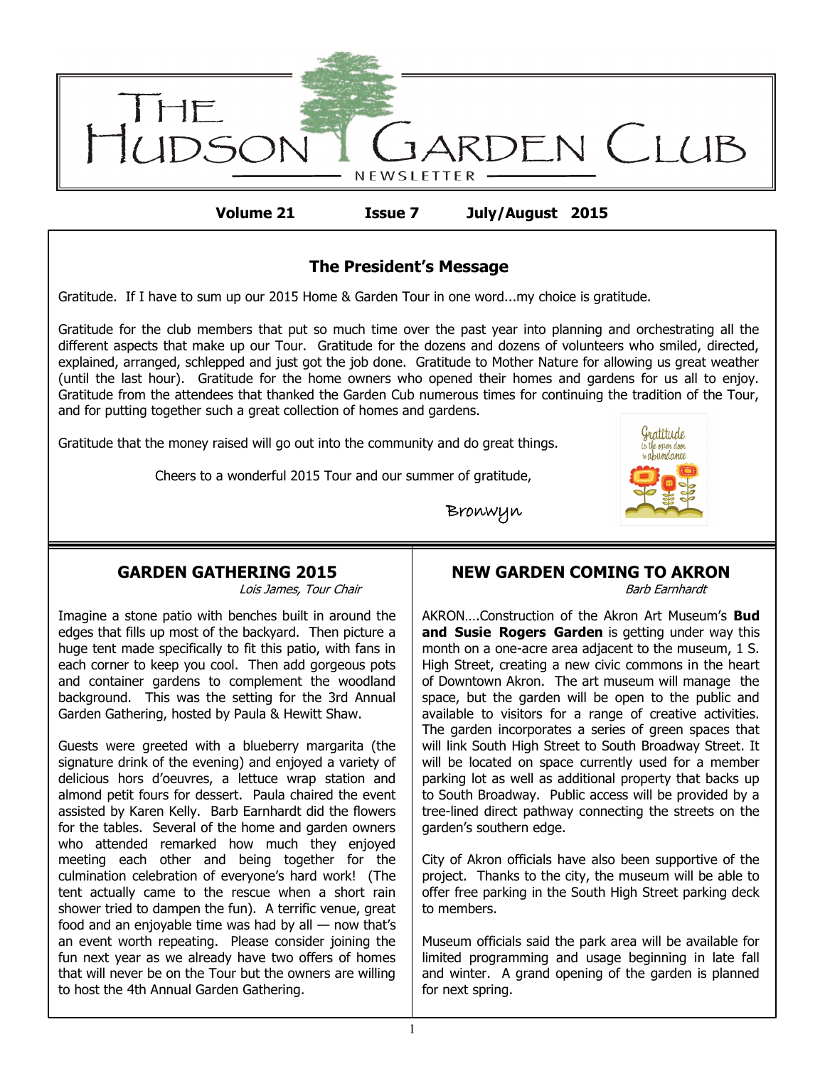# THE HUDSON GARDEN CLUB

NEWSLETTER

**Volume 21 Issue 7 July/August 2015**

## The President's Message

Gratitude. If I have to sum up our 2015 Home & Garden Tour in one word...my choice is gratitude.

Gratitude for the club members that put so much time over the past year into planning and orchestrating all the different aspects that make up our Tour. Gratitude for the dozens and dozens of volunteers who smiled, directed, explained, arranged, schlepped and just got the job done. Gratitude to Mother Nature for allowing us great weather (until the last hour). Gratitude for the home owners who opened their homes and gardens for us all to enjoy. Gratitude from the attendees that thanked the Garden Cub numerous times for continuing the tradition of the Tour, and for putting together such a great collection of homes and gardens.

Gratitude that the money raised will go out into the community and do great things.

Cheers to a wonderful 2015 Tour and our summer of gratitude,

Bronwyn

## GARDEN GATHERING 2015

*Lois James, Tour Chair*

Imagine a stone patio with benches built in around the edges that fills up most of the backyard. Then picture a huge tent made specifically to fit this patio, with fans in each corner to keep you cool. Then add gorgeous pots and container gardens to complement the woodland background. This was the setting for the 3rd Annual Garden Gathering, hosted by Paula & Hewitt Shaw.

Guests were greeted with a blueberry margarita (the signature drink of the evening) and enjoyed a variety of delicious hors d'oeuvres, a lettuce wrap station and almond petit fours for dessert. Paula chaired the event assisted by Karen Kelly. Barb Earnhardt did the flowers for the tables. Several of the home and garden owners who attended remarked how much they enjoyed meeting each other and being together for the culmination celebration of everyone's hard work! (The tent actually came to the rescue when a short rain shower tried to dampen the fun). A terrific venue, great food and an enjoyable time was had by all — now that's an event worth repeating. Please consider joining the fun next year as we already have two offers of homes that will never be on the Tour but the owners are willing to host the 4th Annual Garden Gathering.

## NEW GARDEN COMING TO AKRON

*Barb Earnhardt*

AKRON….Construction of the Akron Art Museum's **Bud and Susie Rogers Garden** is getting under way this month on a one-acre area adjacent to the museum, 1 S. High Street, creating a new civic commons in the heart of Downtown Akron. The art museum will manage the space, but the garden will be open to the public and available to visitors for a range of creative activities. The garden incorporates a series of green spaces that will link South High Street to South Broadway Street. It will be located on space currently used for a member parking lot as well as additional property that backs up to South Broadway. Public access will be provided by a tree-lined direct pathway connecting the streets on the garden's southern edge.

City of Akron officials have also been supportive of the project. Thanks to the city, the museum will be able to offer free parking in the South High Street parking deck to members.

Museum officials said the park area will be available for limited programming and usage beginning in late fall and winter. A grand opening of the garden is planned for next spring.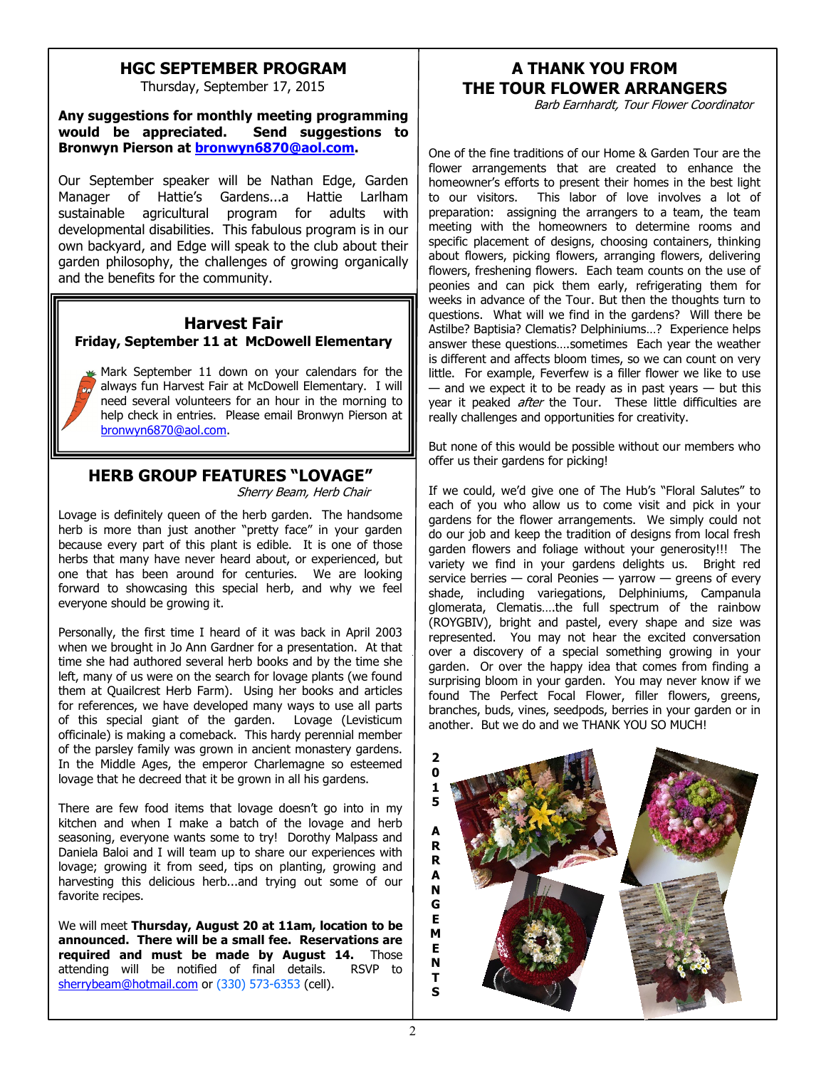## HGC SEPTEMBER PROGRAM

Thursday, September 17, 2015

**Any suggestions for monthly meeting programming would be appreciated. Send suggestions to Bronwyn Pierson at [bronwyn6870@aol.com](mailto:bronwyn6870@aol.com).**

Our September speaker will be Nathan Edge, Garden Manager of Hattie's Gardens...a Hattie Larlham sustainable agricultural program for adults with developmental disabilities. This fabulous program is in our own backyard, and Edge will speak to the club about their garden philosophy, the challenges of growing organically and the benefits for the community.

## Harvest Fair

**Friday, September 11 at McDowell Elementary**

Mark September 11 down on your calendars for the always fun Harvest Fair at McDowell Elementary. I will need several volunteers for an hour in the morning to help check in entries. Please email Bronwyn Pierson at [bronwyn6870@aol.com](mailto:bronwyn6870@aol.com).

## HERB GROUP FEATURES "LOVAGE"

*Sherry Beam, Herb Chair*

Lovage is definitely queen of the herb garden. The handsome herb is more than just another "pretty face" in your garden because every part of this plant is edible. It is one of those herbs that many have never heard about, or experienced, but one that has been around for centuries. We are looking forward to showcasing this special herb, and why we feel everyone should be growing it.

Personally, the first time I heard of it was back in April 2003 when we brought in Jo Ann Gardner for a presentation. At that time she had authored several herb books and by the time she left, many of us were on the search for lovage plants (we found them at Quailcrest Herb Farm). Using her books and articles for references, we have developed many ways to use all parts of this special giant of the garden. Lovage (Levisticum officinale) is making a comeback. This hardy perennial member of the parsley family was grown in ancient monastery gardens. In the Middle Ages, the emperor Charlemagne so esteemed lovage that he decreed that it be grown in all his gardens.

There are few food items that lovage doesn't go into in my kitchen and when I make a batch of the lovage and herb seasoning, everyone wants some to try! Dorothy Malpass and Daniela Baloi and I will team up to share our experiences with lovage; growing it from seed, tips on planting, growing and harvesting this delicious herb...and trying out some of our favorite recipes.

We will meet **Thursday, August 20 at 11am, location to be announced. There will be a small fee. Reservations are required and must be made by August 14.** Those attending will be notified of final details. RSVP to [sherrybeam@hotmail.com](mailto:sherrybeam@hotmail.com) or (330) 573-6353 (cell).

## A THANK YOU FROM THE TOUR FLOWER ARRANGERS

*Barb Earnhardt, Tour Flower Coordinator*

One of the fine traditions of our Home & Garden Tour are the flower arrangements that are created to enhance the homeowner's efforts to present their homes in the best light to our visitors. This labor of love involves a lot of preparation: assigning the arrangers to a team, the team meeting with the homeowners to determine rooms and specific placement of designs, choosing containers, thinking about flowers, picking flowers, arranging flowers, delivering flowers, freshening flowers. Each team counts on the use of peonies and can pick them early, refrigerating them for weeks in advance of the Tour. But then the thoughts turn to questions. What will we find in the gardens? Will there be Astilbe? Baptisia? Clematis? Delphiniums…? Experience helps answer these questions….sometimes Each year the weather is different and affects bloom times, so we can count on very little. For example, Feverfew is a filler flower we like to use — and we expect it to be ready as in past years — but this year it peaked *after* the Tour. These little difficulties are really challenges and opportunities for creativity.

But none of this would be possible without our members who offer us their gardens for picking!

If we could, we'd give one of The Hub's "Floral Salutes" to each of you who allow us to come visit and pick in your gardens for the flower arrangements. We simply could not do our job and keep the tradition of designs from local fresh garden flowers and foliage without your generosity!!! The variety we find in your gardens delights us. Bright red service berries — coral Peonies — yarrow — greens of every shade, including variegations, Delphiniums, Campanula glomerata, Clematis….the full spectrum of the rainbow (ROYGBIV), bright and pastel, every shape and size was represented. You may not hear the excited conversation over a discovery of a special something growing in your garden. Or over the happy idea that comes from finding a surprising bloom in your garden. You may never know if we found The Perfect Focal Flower, filler flowers, greens, branches, buds, vines, seedpods, berries in your garden or in another. But we do and we THANK YOU SO MUCH!

**2015 ARRANGEMENTS**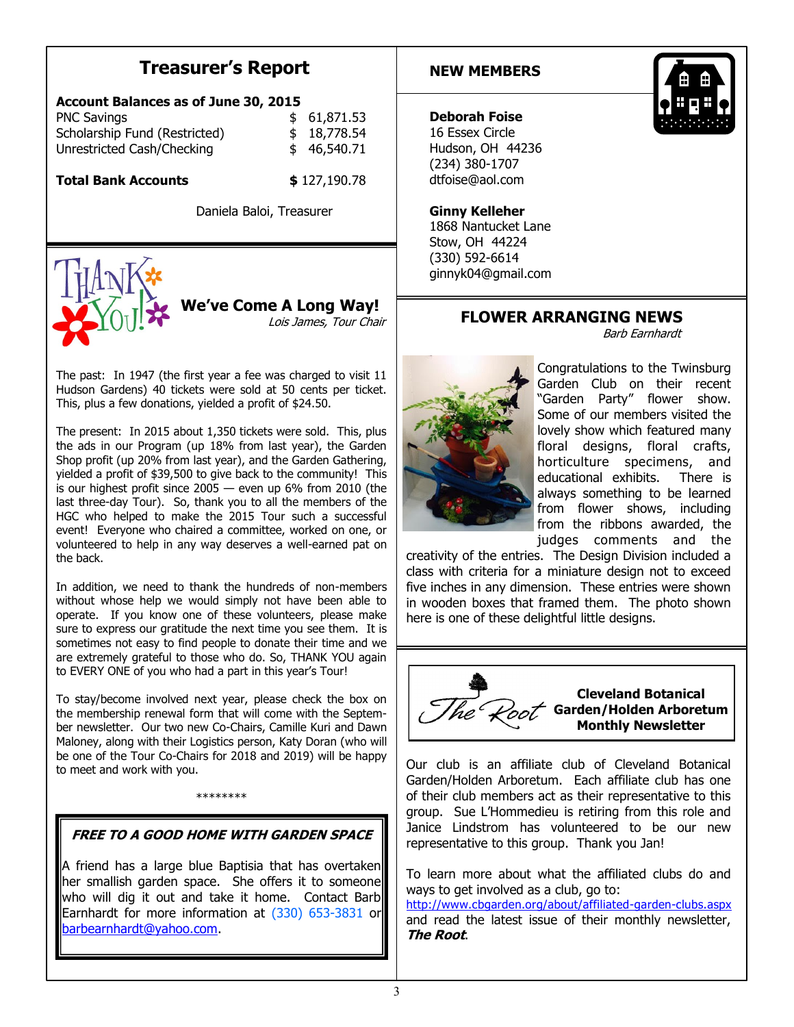## Treasurer's Report

**Account Balances as of June 30, 2015**

| | |
|---|---|
| PNC Savings | $ 61,871.53 |
| Scholarship Fund (Restricted) | $ 18,778.54 |
| Unrestricted Cash/Checking | $ 46,540.71 |
| **Total Bank Accounts** | **$** 127,190.78 |

Daniela Baloi, Treasurer

## We've Come A Long Way!

*Lois James, Tour Chair*

The past: In 1947 (the first year a fee was charged to visit 11 Hudson Gardens) 40 tickets were sold at 50 cents per ticket. This, plus a few donations, yielded a profit of $24.50.

The present: In 2015 about 1,350 tickets were sold. This, plus the ads in our Program (up 18% from last year), the Garden Shop profit (up 20% from last year), and the Garden Gathering, yielded a profit of $39,500 to give back to the community! This is our highest profit since 2005 — even up 6% from 2010 (the last three-day Tour). So, thank you to all the members of the HGC who helped to make the 2015 Tour such a successful event! Everyone who chaired a committee, worked on one, or volunteered to help in any way deserves a well-earned pat on the back.

In addition, we need to thank the hundreds of non-members without whose help we would simply not have been able to operate. If you know one of these volunteers, please make sure to express our gratitude the next time you see them. It is sometimes not easy to find people to donate their time and we are extremely grateful to those who do. So, THANK YOU again to EVERY ONE of you who had a part in this year's Tour!

To stay/become involved next year, please check the box on the membership renewal form that will come with the September newsletter. Our two new Co-Chairs, Camille Kuri and Dawn Maloney, along with their Logistics person, Katy Doran (who will be one of the Tour Co-Chairs for 2018 and 2019) will be happy to meet and work with you.

********

### *FREE TO A GOOD HOME WITH GARDEN SPACE*

A friend has a large blue Baptisia that has overtaken her smallish garden space. She offers it to someone who will dig it out and take it home. Contact Barb Earnhardt for more information at (330) 653-3831 or barbearnhardt@yahoo.com.

## NEW MEMBERS

**Deborah Foise**
16 Essex Circle
Hudson, OH 44236
(234) 380-1707
dtfoise@aol.com

**Ginny Kelleher**
1868 Nantucket Lane
Stow, OH 44224
(330) 592-6614
ginnyk04@gmail.com

## FLOWER ARRANGING NEWS

*Barb Earnhardt*

Congratulations to the Twinsburg Garden Club on their recent "Garden Party" flower show. Some of our members visited the lovely show which featured many floral designs, floral crafts, horticulture specimens, and educational exhibits. There is always something to be learned from flower shows, including from the ribbons awarded, the judges comments and the creativity of the entries. The Design Division included a class with criteria for a miniature design not to exceed five inches in any dimension. These entries were shown in wooden boxes that framed them. The photo shown here is one of these delightful little designs.

## The Root — Cleveland Botanical Garden/Holden Arboretum Monthly Newsletter

Our club is an affiliate club of Cleveland Botanical Garden/Holden Arboretum. Each affiliate club has one of their club members act as their representative to this group. Sue L'Hommedieu is retiring from this role and Janice Lindstrom has volunteered to be our new representative to this group. Thank you Jan!

To learn more about what the affiliated clubs do and ways to get involved as a club, go to: http://www.cbgarden.org/about/affiliated-garden-clubs.aspx and read the latest issue of their monthly newsletter, ***The Root***.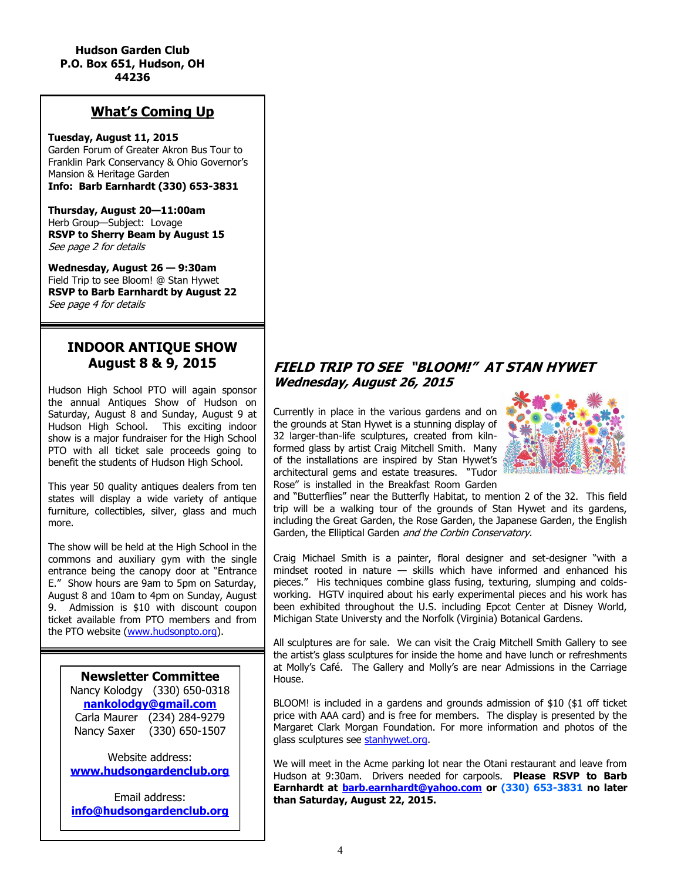**Hudson Garden Club**
**P.O. Box 651, Hudson, OH 44236**

## What's Coming Up

**Tuesday, August 11, 2015**
Garden Forum of Greater Akron Bus Tour to Franklin Park Conservancy & Ohio Governor's Mansion & Heritage Garden
**Info: Barb Earnhardt (330) 653-3831**

**Thursday, August 20—11:00am**
Herb Group—Subject: Lovage
**RSVP to Sherry Beam by August 15**
*See page 2 for details*

**Wednesday, August 26 — 9:30am**
Field Trip to see Bloom! @ Stan Hywet
**RSVP to Barb Earnhardt by August 22**
*See page 4 for details*

## INDOOR ANTIQUE SHOW
## August 8 & 9, 2015

Hudson High School PTO will again sponsor the annual Antiques Show of Hudson on Saturday, August 8 and Sunday, August 9 at Hudson High School. This exciting indoor show is a major fundraiser for the High School PTO with all ticket sale proceeds going to benefit the students of Hudson High School.

This year 50 quality antiques dealers from ten states will display a wide variety of antique furniture, collectibles, silver, glass and much more.

The show will be held at the High School in the commons and auxiliary gym with the single entrance being the canopy door at "Entrance E." Show hours are 9am to 5pm on Saturday, August 8 and 10am to 4pm on Sunday, August 9. Admission is $10 with discount coupon ticket available from PTO members and from the PTO website (www.hudsonpto.org).

### Newsletter Committee

Nancy Kolodgy (330) 650-0318
**nankolodgy@gmail.com**
Carla Maurer (234) 284-9279
Nancy Saxer (330) 650-1507

Website address:
**www.hudsongardenclub.org**

Email address:
**info@hudsongardenclub.org**

## *FIELD TRIP TO SEE "BLOOM!" AT STAN HYWET*
### *Wednesday, August 26, 2015*

Currently in place in the various gardens and on the grounds at Stan Hywet is a stunning display of 32 larger-than-life sculptures, created from kiln-formed glass by artist Craig Mitchell Smith. Many of the installations are inspired by Stan Hywet's architectural gems and estate treasures. "Tudor Rose" is installed in the Breakfast Room Garden and "Butterflies" near the Butterfly Habitat, to mention 2 of the 32. This field trip will be a walking tour of the grounds of Stan Hywet and its gardens, including the Great Garden, the Rose Garden, the Japanese Garden, the English Garden, the Elliptical Garden *and the Corbin Conservatory.*

Craig Michael Smith is a painter, floral designer and set-designer "with a mindset rooted in nature — skills which have informed and enhanced his pieces." His techniques combine glass fusing, texturing, slumping and colds-working. HGTV inquired about his early experimental pieces and his work has been exhibited throughout the U.S. including Epcot Center at Disney World, Michigan State Universty and the Norfolk (Virginia) Botanical Gardens.

All sculptures are for sale. We can visit the Craig Mitchell Smith Gallery to see the artist's glass sculptures for inside the home and have lunch or refreshments at Molly's Café. The Gallery and Molly's are near Admissions in the Carriage House.

BLOOM! is included in a gardens and grounds admission of $10 ($1 off ticket price with AAA card) and is free for members. The display is presented by the Margaret Clark Morgan Foundation. For more information and photos of the glass sculptures see stanhywet.org.

We will meet in the Acme parking lot near the Otani restaurant and leave from Hudson at 9:30am. Drivers needed for carpools. **Please RSVP to Barb Earnhardt at barb.earnhardt@yahoo.com or (330) 653-3831 no later than Saturday, August 22, 2015.**